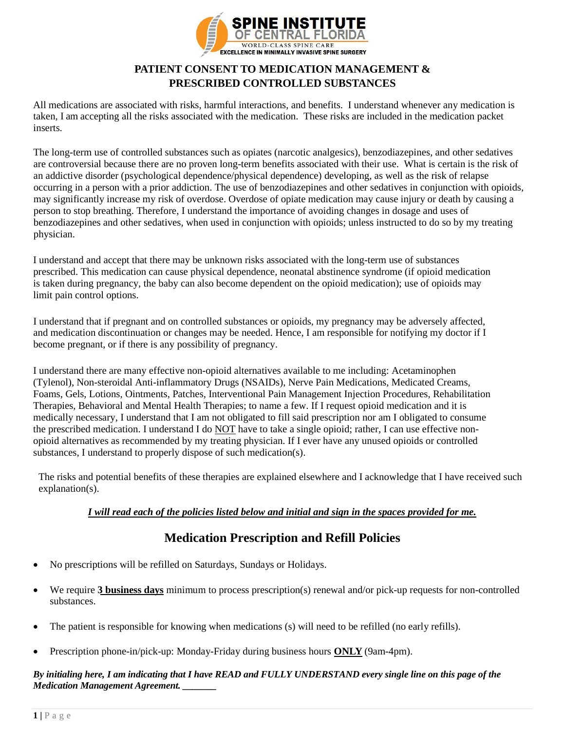SPINE INSTITUTE OF CENTRAL FLORIDA

WORLD-CLASS SPINE CARE

EXCELLENCE IN MINIMALLY INVASIVE SPINE SURGERY

# PATIENT CONSENT TO MEDICATION MANAGEMENT & PRESCRIBED CONTROLLED SUBSTANCES

All medications are associated with risks, harmful interactions, and benefits. I understand whenever any medication is taken, I am accepting all the risks associated with the medication. These risks are included in the medication packet inserts.

The long-term use of controlled substances such as opiates (narcotic analgesics), benzodiazepines, and other sedatives are controversial because there are no proven long-term benefits associated with their use. What is certain is the risk of an addictive disorder (psychological dependence/physical dependence) developing, as well as the risk of relapse occurring in a person with a prior addiction. The use of benzodiazepines and other sedatives in conjunction with opioids, may significantly increase my risk of overdose. Overdose of opiate medication may cause injury or death by causing a person to stop breathing. Therefore, I understand the importance of avoiding changes in dosage and uses of benzodiazepines and other sedatives, when used in conjunction with opioids; unless instructed to do so by my treating physician.

I understand and accept that there may be unknown risks associated with the long-term use of substances prescribed. This medication can cause physical dependence, neonatal abstinence syndrome (if opioid medication is taken during pregnancy, the baby can also become dependent on the opioid medication); use of opioids may limit pain control options.

I understand that if pregnant and on controlled substances or opioids, my pregnancy may be adversely affected, and medication discontinuation or changes may be needed. Hence, I am responsible for notifying my doctor if I become pregnant, or if there is any possibility of pregnancy.

I understand there are many effective non-opioid alternatives available to me including: Acetaminophen (Tylenol), Non-steroidal Anti-inflammatory Drugs (NSAIDs), Nerve Pain Medications, Medicated Creams, Foams, Gels, Lotions, Ointments, Patches, Interventional Pain Management Injection Procedures, Rehabilitation Therapies, Behavioral and Mental Health Therapies; to name a few. If I request opioid medication and it is medically necessary, I understand that I am not obligated to fill said prescription nor am I obligated to consume the prescribed medication. I understand I do <u>NOT</u> have to take a single opioid; rather, I can use effective non-opioid alternatives as recommended by my treating physician. If I ever have any unused opioids or controlled substances, I understand to properly dispose of such medication(s).

The risks and potential benefits of these therapies are explained elsewhere and I acknowledge that I have received such explanation(s).

***<u>I will read each of the policies listed below and initial and sign in the spaces provided for me.</u>***

## Medication Prescription and Refill Policies

- No prescriptions will be refilled on Saturdays, Sundays or Holidays.
- We require **<u>3 business days</u>** minimum to process prescription(s) renewal and/or pick-up requests for non-controlled substances.
- The patient is responsible for knowing when medications (s) will need to be refilled (no early refills).
- Prescription phone-in/pick-up: Monday-Friday during business hours **<u>ONLY</u>** (9am-4pm).

***By initialing here, I am indicating that I have READ and FULLY UNDERSTAND every single line on this page of the Medication Management Agreement. _______***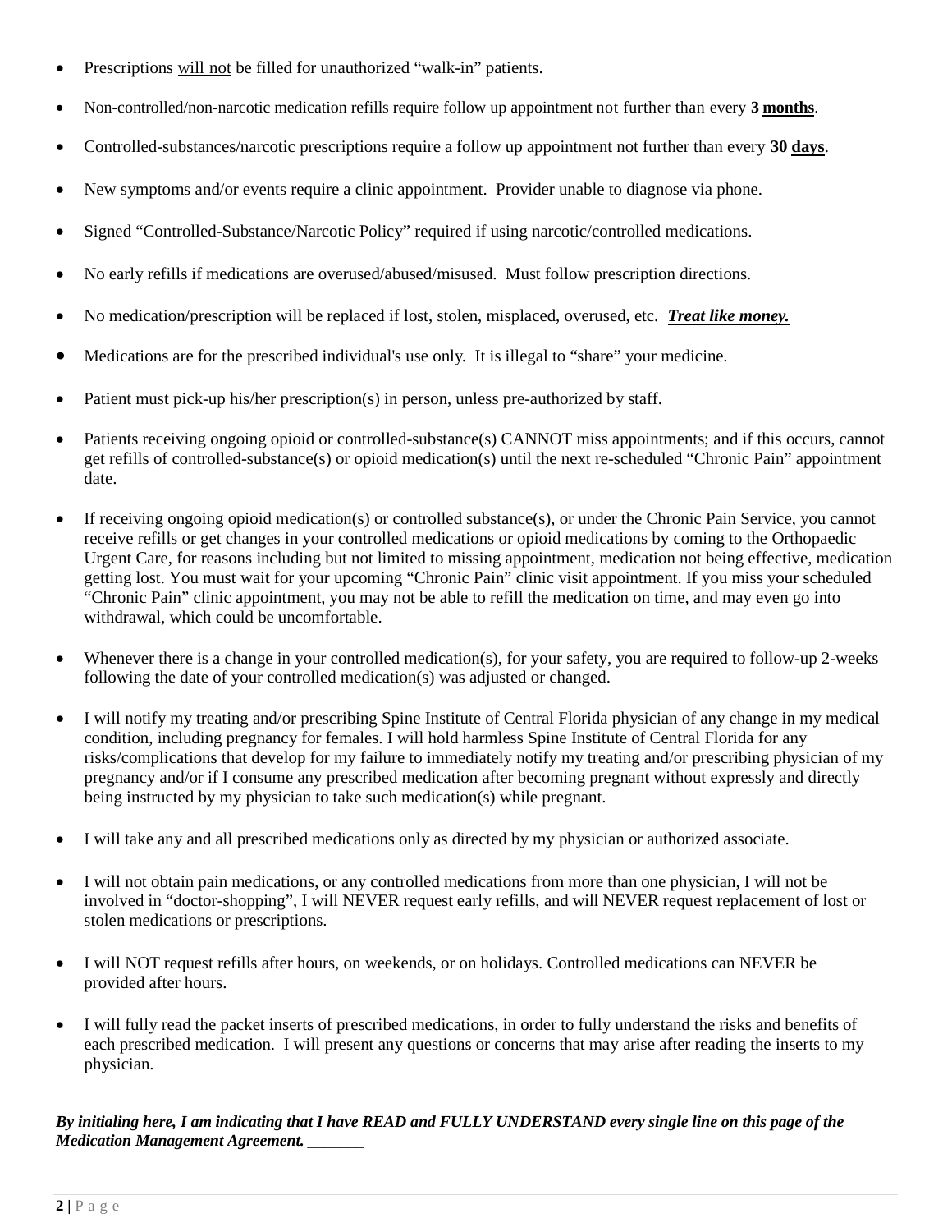- Prescriptions <u>will not</u> be filled for unauthorized "walk-in" patients.
- Non-controlled/non-narcotic medication refills require follow up appointment not further than every **3 <u>months</u>**.
- Controlled-substances/narcotic prescriptions require a follow up appointment not further than every **30 <u>days</u>**.
- New symptoms and/or events require a clinic appointment. Provider unable to diagnose via phone.
- Signed "Controlled-Substance/Narcotic Policy" required if using narcotic/controlled medications.
- No early refills if medications are overused/abused/misused. Must follow prescription directions.
- No medication/prescription will be replaced if lost, stolen, misplaced, overused, etc. ***<u>Treat like money.</u>***
- Medications are for the prescribed individual's use only. It is illegal to "share" your medicine.
- Patient must pick-up his/her prescription(s) in person, unless pre-authorized by staff.
- Patients receiving ongoing opioid or controlled-substance(s) CANNOT miss appointments; and if this occurs, cannot get refills of controlled-substance(s) or opioid medication(s) until the next re-scheduled "Chronic Pain" appointment date.
- If receiving ongoing opioid medication(s) or controlled substance(s), or under the Chronic Pain Service, you cannot receive refills or get changes in your controlled medications or opioid medications by coming to the Orthopaedic Urgent Care, for reasons including but not limited to missing appointment, medication not being effective, medication getting lost. You must wait for your upcoming "Chronic Pain" clinic visit appointment. If you miss your scheduled "Chronic Pain" clinic appointment, you may not be able to refill the medication on time, and may even go into withdrawal, which could be uncomfortable.
- Whenever there is a change in your controlled medication(s), for your safety, you are required to follow-up 2-weeks following the date of your controlled medication(s) was adjusted or changed.
- I will notify my treating and/or prescribing Spine Institute of Central Florida physician of any change in my medical condition, including pregnancy for females. I will hold harmless Spine Institute of Central Florida for any risks/complications that develop for my failure to immediately notify my treating and/or prescribing physician of my pregnancy and/or if I consume any prescribed medication after becoming pregnant without expressly and directly being instructed by my physician to take such medication(s) while pregnant.
- I will take any and all prescribed medications only as directed by my physician or authorized associate.
- I will not obtain pain medications, or any controlled medications from more than one physician, I will not be involved in "doctor-shopping", I will NEVER request early refills, and will NEVER request replacement of lost or stolen medications or prescriptions.
- I will NOT request refills after hours, on weekends, or on holidays. Controlled medications can NEVER be provided after hours.
- I will fully read the packet inserts of prescribed medications, in order to fully understand the risks and benefits of each prescribed medication. I will present any questions or concerns that may arise after reading the inserts to my physician.

***By initialing here, I am indicating that I have READ and FULLY UNDERSTAND every single line on this page of the Medication Management Agreement. _______***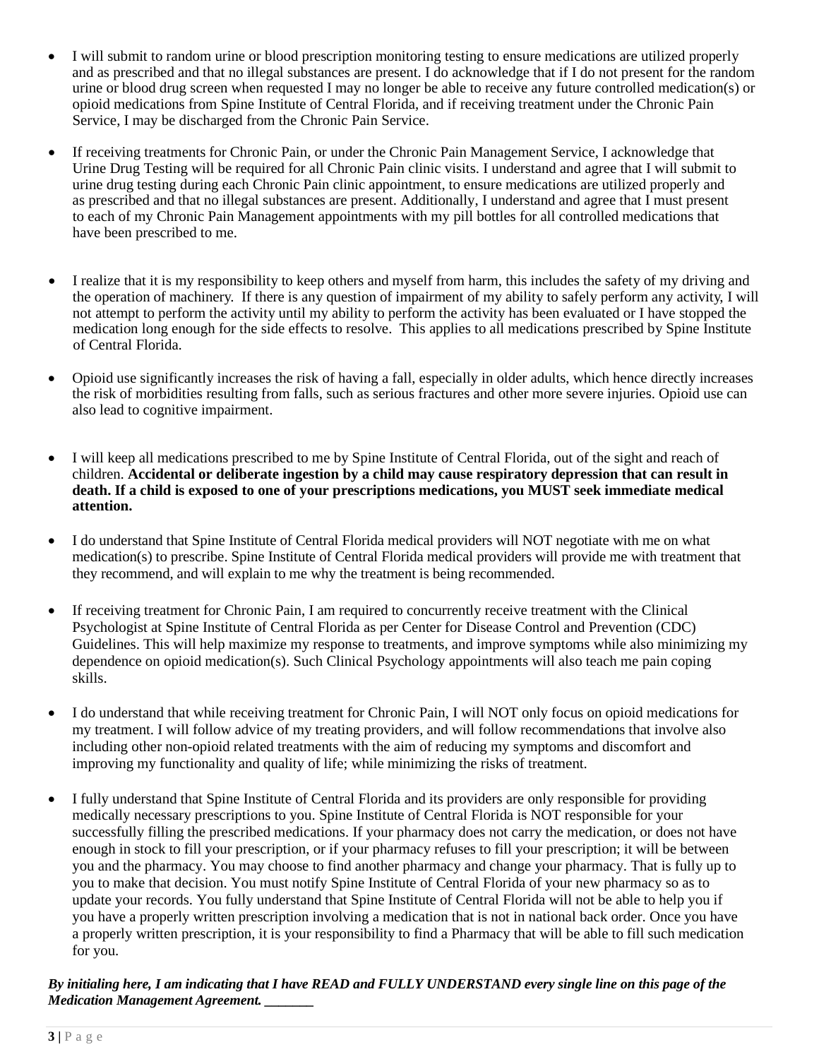- I will submit to random urine or blood prescription monitoring testing to ensure medications are utilized properly and as prescribed and that no illegal substances are present. I do acknowledge that if I do not present for the random urine or blood drug screen when requested I may no longer be able to receive any future controlled medication(s) or opioid medications from Spine Institute of Central Florida, and if receiving treatment under the Chronic Pain Service, I may be discharged from the Chronic Pain Service.

- If receiving treatments for Chronic Pain, or under the Chronic Pain Management Service, I acknowledge that Urine Drug Testing will be required for all Chronic Pain clinic visits. I understand and agree that I will submit to urine drug testing during each Chronic Pain clinic appointment, to ensure medications are utilized properly and as prescribed and that no illegal substances are present. Additionally, I understand and agree that I must present to each of my Chronic Pain Management appointments with my pill bottles for all controlled medications that have been prescribed to me.

- I realize that it is my responsibility to keep others and myself from harm, this includes the safety of my driving and the operation of machinery. If there is any question of impairment of my ability to safely perform any activity, I will not attempt to perform the activity until my ability to perform the activity has been evaluated or I have stopped the medication long enough for the side effects to resolve. This applies to all medications prescribed by Spine Institute of Central Florida.

- Opioid use significantly increases the risk of having a fall, especially in older adults, which hence directly increases the risk of morbidities resulting from falls, such as serious fractures and other more severe injuries. Opioid use can also lead to cognitive impairment.

- I will keep all medications prescribed to me by Spine Institute of Central Florida, out of the sight and reach of children. **Accidental or deliberate ingestion by a child may cause respiratory depression that can result in death. If a child is exposed to one of your prescriptions medications, you MUST seek immediate medical attention.**

- I do understand that Spine Institute of Central Florida medical providers will NOT negotiate with me on what medication(s) to prescribe. Spine Institute of Central Florida medical providers will provide me with treatment that they recommend, and will explain to me why the treatment is being recommended.

- If receiving treatment for Chronic Pain, I am required to concurrently receive treatment with the Clinical Psychologist at Spine Institute of Central Florida as per Center for Disease Control and Prevention (CDC) Guidelines. This will help maximize my response to treatments, and improve symptoms while also minimizing my dependence on opioid medication(s). Such Clinical Psychology appointments will also teach me pain coping skills.

- I do understand that while receiving treatment for Chronic Pain, I will NOT only focus on opioid medications for my treatment. I will follow advice of my treating providers, and will follow recommendations that involve also including other non-opioid related treatments with the aim of reducing my symptoms and discomfort and improving my functionality and quality of life; while minimizing the risks of treatment.

- I fully understand that Spine Institute of Central Florida and its providers are only responsible for providing medically necessary prescriptions to you. Spine Institute of Central Florida is NOT responsible for your successfully filling the prescribed medications. If your pharmacy does not carry the medication, or does not have enough in stock to fill your prescription, or if your pharmacy refuses to fill your prescription; it will be between you and the pharmacy. You may choose to find another pharmacy and change your pharmacy. That is fully up to you to make that decision. You must notify Spine Institute of Central Florida of your new pharmacy so as to update your records. You fully understand that Spine Institute of Central Florida will not be able to help you if you have a properly written prescription involving a medication that is not in national back order. Once you have a properly written prescription, it is your responsibility to find a Pharmacy that will be able to fill such medication for you.

***By initialing here, I am indicating that I have READ and FULLY UNDERSTAND every single line on this page of the Medication Management Agreement. _______***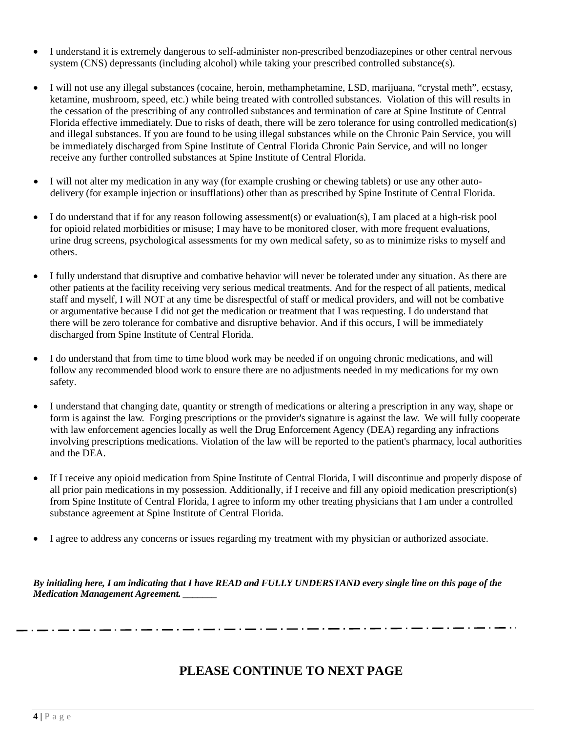- I understand it is extremely dangerous to self-administer non-prescribed benzodiazepines or other central nervous system (CNS) depressants (including alcohol) while taking your prescribed controlled substance(s).

- I will not use any illegal substances (cocaine, heroin, methamphetamine, LSD, marijuana, "crystal meth", ecstasy, ketamine, mushroom, speed, etc.) while being treated with controlled substances. Violation of this will results in the cessation of the prescribing of any controlled substances and termination of care at Spine Institute of Central Florida effective immediately. Due to risks of death, there will be zero tolerance for using controlled medication(s) and illegal substances. If you are found to be using illegal substances while on the Chronic Pain Service, you will be immediately discharged from Spine Institute of Central Florida Chronic Pain Service, and will no longer receive any further controlled substances at Spine Institute of Central Florida.

- I will not alter my medication in any way (for example crushing or chewing tablets) or use any other auto-delivery (for example injection or insufflations) other than as prescribed by Spine Institute of Central Florida.

- I do understand that if for any reason following assessment(s) or evaluation(s), I am placed at a high-risk pool for opioid related morbidities or misuse; I may have to be monitored closer, with more frequent evaluations, urine drug screens, psychological assessments for my own medical safety, so as to minimize risks to myself and others.

- I fully understand that disruptive and combative behavior will never be tolerated under any situation. As there are other patients at the facility receiving very serious medical treatments. And for the respect of all patients, medical staff and myself, I will NOT at any time be disrespectful of staff or medical providers, and will not be combative or argumentative because I did not get the medication or treatment that I was requesting. I do understand that there will be zero tolerance for combative and disruptive behavior. And if this occurs, I will be immediately discharged from Spine Institute of Central Florida.

- I do understand that from time to time blood work may be needed if on ongoing chronic medications, and will follow any recommended blood work to ensure there are no adjustments needed in my medications for my own safety.

- I understand that changing date, quantity or strength of medications or altering a prescription in any way, shape or form is against the law. Forging prescriptions or the provider's signature is against the law. We will fully cooperate with law enforcement agencies locally as well the Drug Enforcement Agency (DEA) regarding any infractions involving prescriptions medications. Violation of the law will be reported to the patient's pharmacy, local authorities and the DEA.

- If I receive any opioid medication from Spine Institute of Central Florida, I will discontinue and properly dispose of all prior pain medications in my possession. Additionally, if I receive and fill any opioid medication prescription(s) from Spine Institute of Central Florida, I agree to inform my other treating physicians that I am under a controlled substance agreement at Spine Institute of Central Florida.

- I agree to address any concerns or issues regarding my treatment with my physician or authorized associate.

***By initialing here, I am indicating that I have READ and FULLY UNDERSTAND every single line on this page of the Medication Management Agreement. _______***

---

**PLEASE CONTINUE TO NEXT PAGE**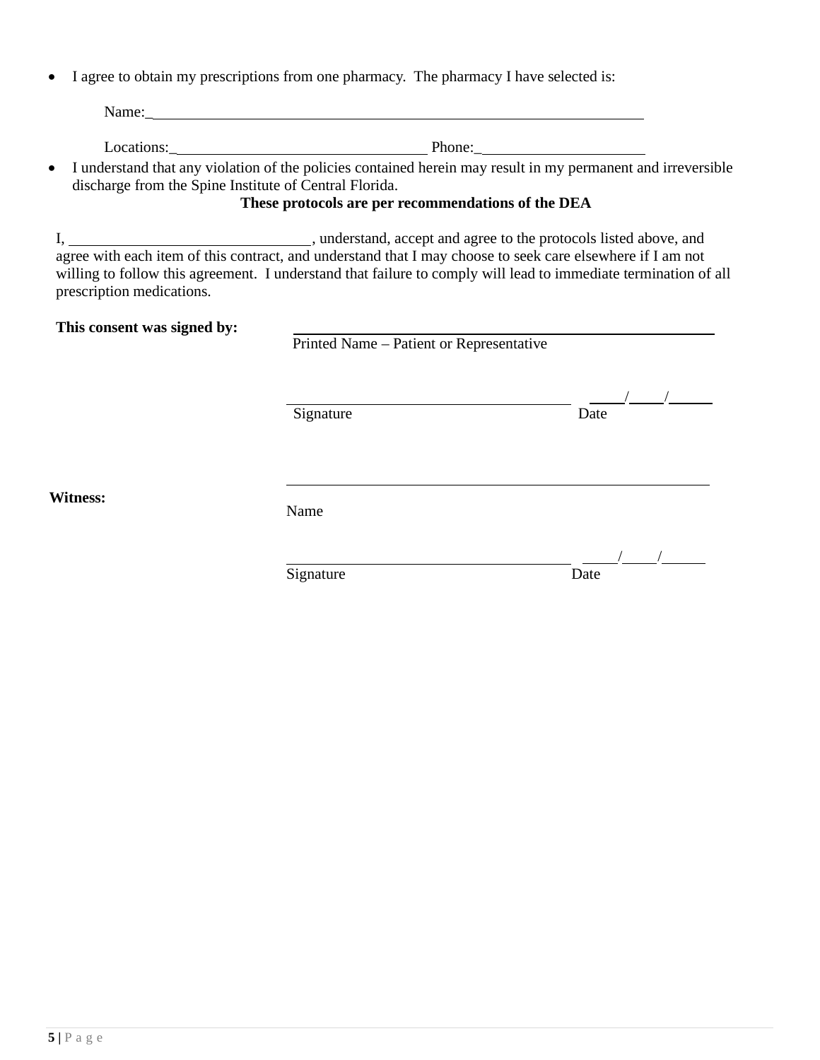- I agree to obtain my prescriptions from one pharmacy. The pharmacy I have selected is:

  Name:_______________________________________________________________

  Locations:________________________________ Phone:_____________________

- I understand that any violation of the policies contained herein may result in my permanent and irreversible discharge from the Spine Institute of Central Florida.

**These protocols are per recommendations of the DEA**

I, ______________________________, understand, accept and agree to the protocols listed above, and agree with each item of this contract, and understand that I may choose to seek care elsewhere if I am not willing to follow this agreement. I understand that failure to comply will lead to immediate termination of all prescription medications.

**This consent was signed by:**

_______________________________________________________
Printed Name – Patient or Representative

_____________________________________ ____/____/_____
Signature Date

**Witness:**

_______________________________________________________
Name

_____________________________________ ____/____/_____
Signature Date